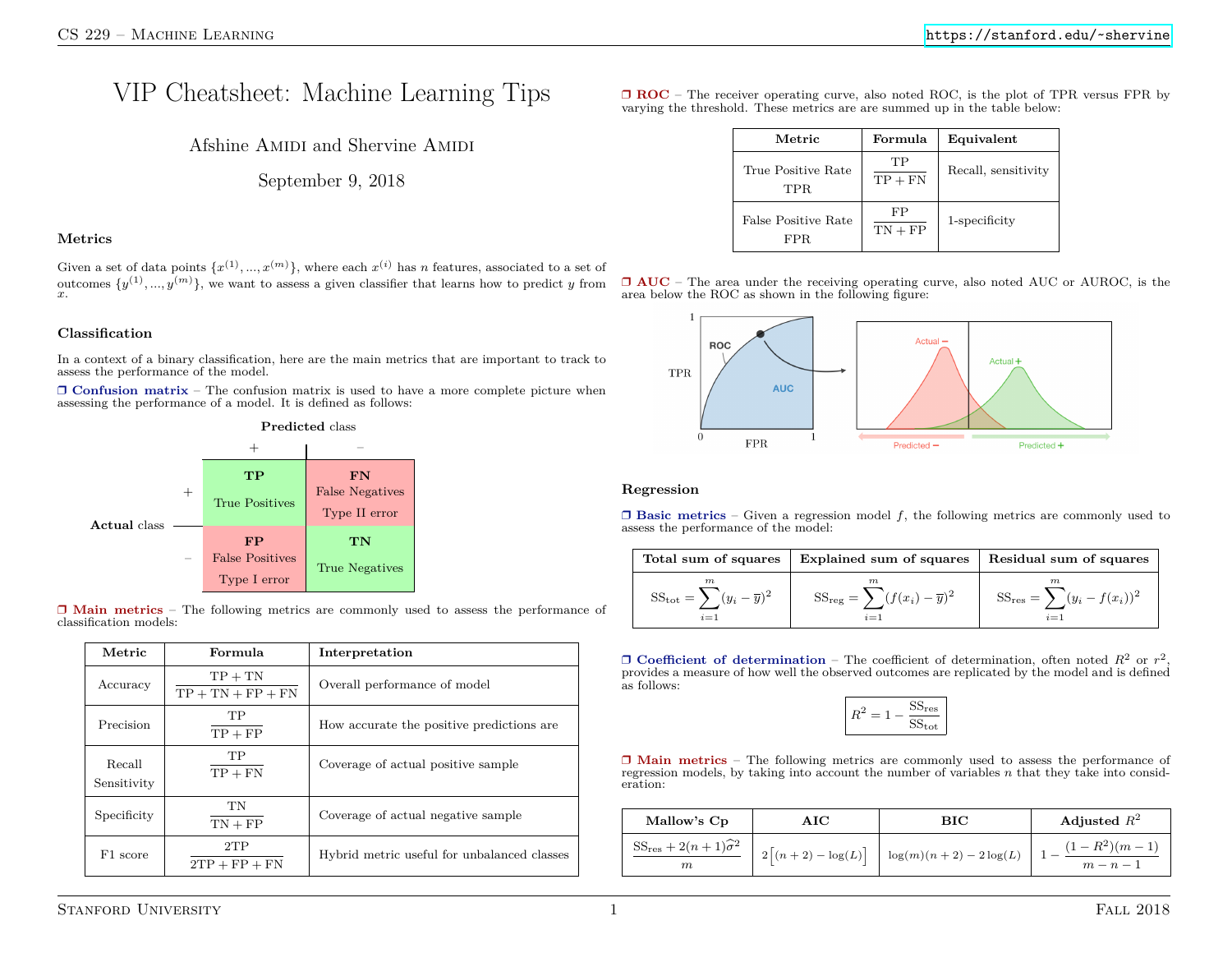# VIP Cheatsheet: Machine Learning Tips

Afshine Amidi and Shervine Amidi

September 9, 2018

## Metrics

Given a set of data points $\{x^{(1)}, ..., x^{(m)}\}$, where each $x^{(i)}$ has $n$ features, associated to a set of outcomes $\{y^{(1)}, ..., y^{(m)}\}$, we want to assess a given classifier that learns how to predict $y$ from $x$.

### Classification

In a context of a binary classification, here are the main metrics that are important to track to assess the performance of the model.

❒ **Confusion matrix** – The confusion matrix is used to have a more complete picture when assessing the performance of a model. It is defined as follows:

| | | **Predicted** class | |
|---|---|---|---|
| | | + | – |
| **Actual** class | + | **TP** True Positives | **FN** False Negatives Type II error |
| | – | **FP** False Positives Type I error | **TN** True Negatives |

❒ **Main metrics** – The following metrics are commonly used to assess the performance of classification models:

| Metric | Formula | Interpretation |
|---|---|---|
| Accuracy | $\frac{\textrm{TP}+\textrm{TN}}{\textrm{TP}+\textrm{TN}+\textrm{FP}+\textrm{FN}}$ | Overall performance of model |
| Precision | $\frac{\textrm{TP}}{\textrm{TP}+\textrm{FP}}$ | How accurate the positive predictions are |
| Recall Sensitivity | $\frac{\textrm{TP}}{\textrm{TP}+\textrm{FN}}$ | Coverage of actual positive sample |
| Specificity | $\frac{\textrm{TN}}{\textrm{TN}+\textrm{FP}}$ | Coverage of actual negative sample |
| F1 score | $\frac{2\textrm{TP}}{2\textrm{TP}+\textrm{FP}+\textrm{FN}}$ | Hybrid metric useful for unbalanced classes |

❒ **ROC** – The receiver operating curve, also noted ROC, is the plot of TPR versus FPR by varying the threshold. These metrics are are summed up in the table below:

| Metric | Formula | Equivalent |
|---|---|---|
| True Positive Rate TPR | $\frac{\textrm{TP}}{\textrm{TP}+\textrm{FN}}$ | Recall, sensitivity |
| False Positive Rate FPR | $\frac{\textrm{FP}}{\textrm{TN}+\textrm{FP}}$ | 1-specificity |

❒ **AUC** – The area under the receiving operating curve, also noted AUC or AUROC, is the area below the ROC as shown in the following figure:

### Regression

❒ **Basic metrics** – Given a regression model $f$, the following metrics are commonly used to assess the performance of the model:

| Total sum of squares | Explained sum of squares | Residual sum of squares |
|---|---|---|
| $\textrm{SS}_{\textrm{tot}}=\displaystyle\sum_{i=1}^m(y_i-\overline{y})^2$ | $\textrm{SS}_{\textrm{reg}}=\displaystyle\sum_{i=1}^m(f(x_i)-\overline{y})^2$ | $\textrm{SS}_{\textrm{res}}=\displaystyle\sum_{i=1}^m(y_i-f(x_i))^2$ |

❒ **Coefficient of determination** – The coefficient of determination, often noted $R^2$ or $r^2$, provides a measure of how well the observed outcomes are replicated by the model and is defined as follows:

$$R^2=1-\frac{\textrm{SS}_{\textrm{res}}}{\textrm{SS}_{\textrm{tot}}}$$

❒ **Main metrics** – The following metrics are commonly used to assess the performance of regression models, by taking into account the number of variables $n$ that they take into consideration:

| Mallow's Cp | AIC | BIC | Adjusted $R^2$ |
|---|---|---|---|
| $\frac{\textrm{SS}_{\textrm{res}}+2(n+1)\widehat{\sigma}^2}{m}$ | $2\Big[(n+2)-\log(L)\Big]$ | $\log(m)(n+2)-2\log(L)$ | $1-\frac{(1-R^2)(m-1)}{m-n-1}$ |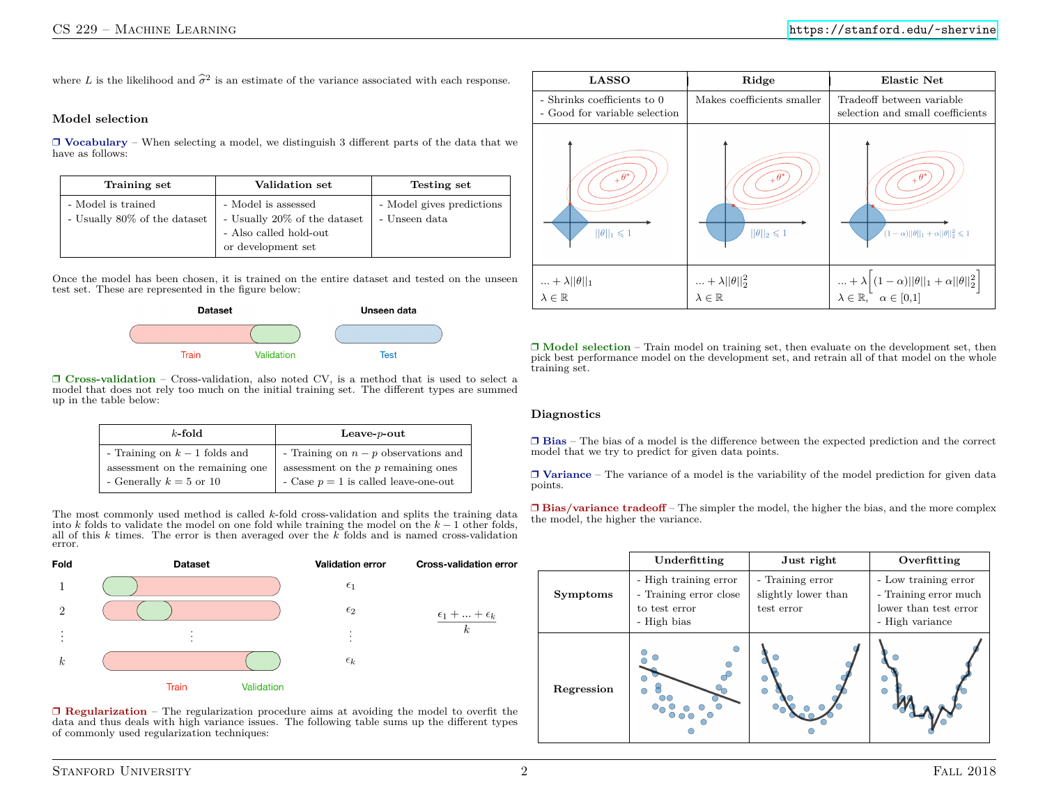where $L$ is the likelihood and $\widehat{\sigma}^2$ is an estimate of the variance associated with each response.

### Model selection

❒ **Vocabulary** – When selecting a model, we distinguish 3 different parts of the data that we have as follows:

| Training set | Validation set | Testing set |
|---|---|---|
| - Model is trained<br>- Usually 80% of the dataset | - Model is assessed<br>- Usually 20% of the dataset<br>- Also called hold-out or development set | - Model gives predictions<br>- Unseen data |

Once the model has been chosen, it is trained on the entire dataset and tested on the unseen test set. These are represented in the figure below:

Dataset: Train | Validation — Unseen data: Test

❒ **Cross-validation** – Cross-validation, also noted CV, is a method that is used to select a model that does not rely too much on the initial training set. The different types are summed up in the table below:

| $k$-fold | Leave-$p$-out |
|---|---|
| - Training on $k-1$ folds and assessment on the remaining one<br>- Generally $k=5$ or $10$ | - Training on $n-p$ observations and assessment on the $p$ remaining ones<br>- Case $p=1$ is called leave-one-out |

The most commonly used method is called $k$-fold cross-validation and splits the training data into $k$ folds to validate the model on one fold while training the model on the $k-1$ other folds, all of this $k$ times. The error is then averaged over the $k$ folds and is named cross-validation error.

| Fold | Dataset | Validation error | Cross-validation error |
|---|---|---|---|
| 1 | | $\epsilon_1$ | |
| 2 | | $\epsilon_2$ | $\dfrac{\epsilon_1+...+\epsilon_k}{k}$ |
| ⋮ | ⋮ | ⋮ | |
| $k$ | | $\epsilon_k$ | |

Train / Validation

❒ **Regularization** – The regularization procedure aims at avoiding the model to overfit the data and thus deals with high variance issues. The following table sums up the different types of commonly used regularization techniques:

| LASSO | Ridge | Elastic Net |
|---|---|---|
| - Shrinks coefficients to 0<br>- Good for variable selection | Makes coefficients smaller | Tradeoff between variable selection and small coefficients |
| $\lvert\lvert\theta\rvert\rvert_1 \leqslant 1$ | $\lvert\lvert\theta\rvert\rvert_2 \leqslant 1$ | $(1-\alpha)\lvert\lvert\theta\rvert\rvert_1 + \alpha\lvert\lvert\theta\rvert\rvert_2^2 \leqslant 1$ |
| $... + \lambda\lvert\lvert\theta\rvert\rvert_1$<br>$\lambda \in \mathbb{R}$ | $... + \lambda\lvert\lvert\theta\rvert\rvert_2^2$<br>$\lambda \in \mathbb{R}$ | $... + \lambda\Big[(1-\alpha)\lvert\lvert\theta\rvert\rvert_1 + \alpha\lvert\lvert\theta\rvert\rvert_2^2\Big]$<br>$\lambda \in \mathbb{R}, \quad \alpha \in [0,1]$ |

❒ **Model selection** – Train model on training set, then evaluate on the development set, then pick best performance model on the development set, and retrain all of that model on the whole training set.

### Diagnostics

❒ **Bias** – The bias of a model is the difference between the expected prediction and the correct model that we try to predict for given data points.

❒ **Variance** – The variance of a model is the variability of the model prediction for given data points.

❒ **Bias/variance tradeoff** – The simpler the model, the higher the bias, and the more complex the model, the higher the variance.

| | Underfitting | Just right | Overfitting |
|---|---|---|---|
| **Symptoms** | - High training error<br>- Training error close to test error<br>- High bias | - Training error slightly lower than test error | - Low training error<br>- Training error much lower than test error<br>- High variance |
| **Regression** | | | |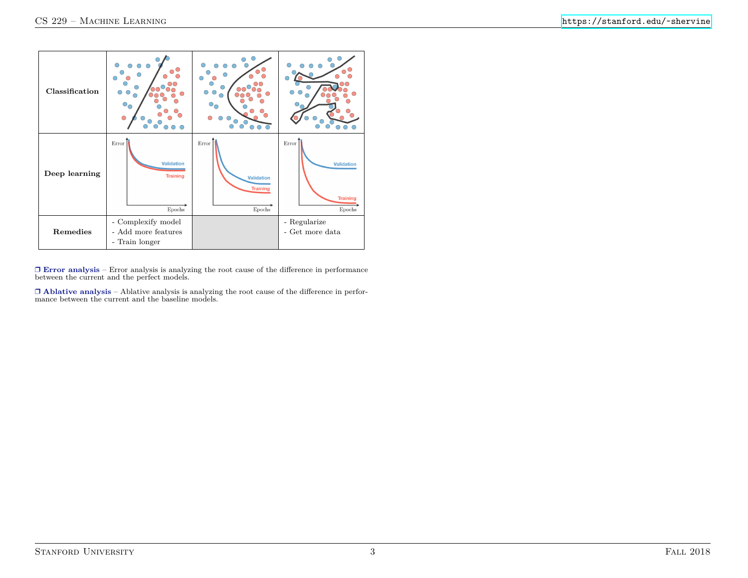| | | | |
|---|---|---|---|
| **Classification** | | | |
| **Deep learning** | Error Validation Training Epochs | Error Validation Training Epochs | Error Validation Training Epochs |
| **Remedies** | - Complexify model<br>- Add more features<br>- Train longer | | - Regularize<br>- Get more data |

❒ **Error analysis** – Error analysis is analyzing the root cause of the difference in performance between the current and the perfect models.

❒ **Ablative analysis** – Ablative analysis is analyzing the root cause of the difference in performance between the current and the baseline models.